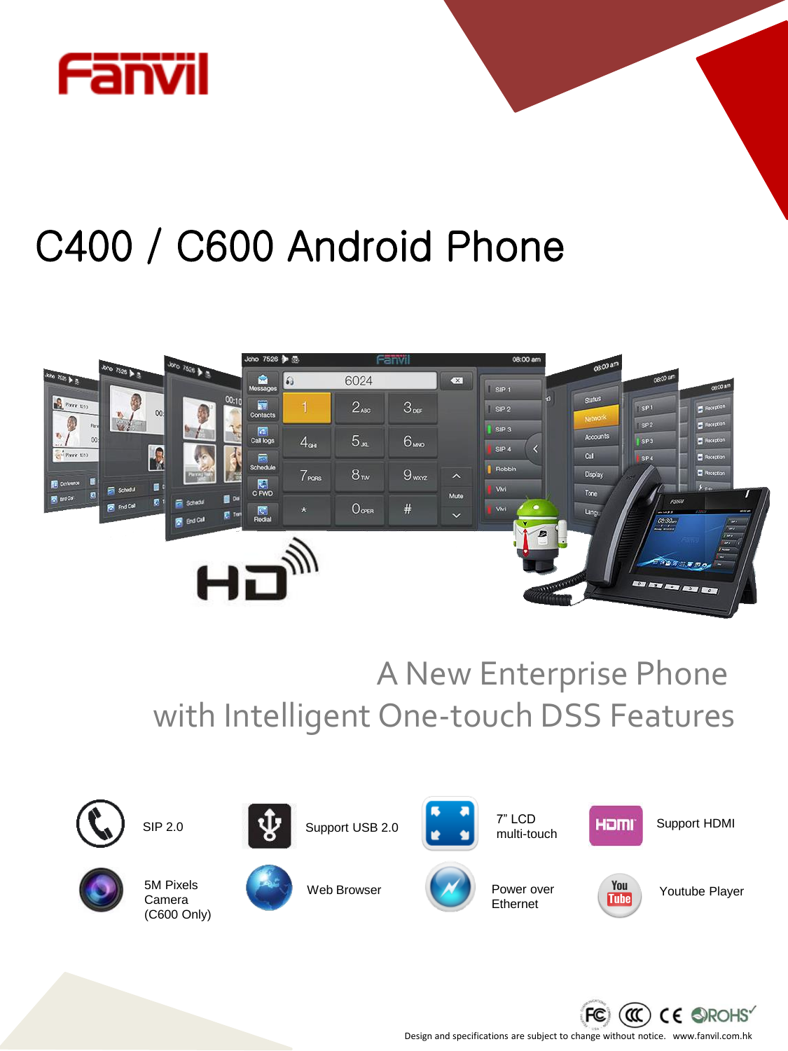# C400 / C600 Android Phone

A New Enterprise Phone
with Intelligent One-touch DSS Features

- SIP 2.0
- Support USB 2.0
- 7" LCD multi-touch
- Support HDMI
- 5M Pixels Camera (C600 Only)
- Web Browser
- Power over Ethernet
- Youtube Player

Design and specifications are subject to change without notice. www.fanvil.com.hk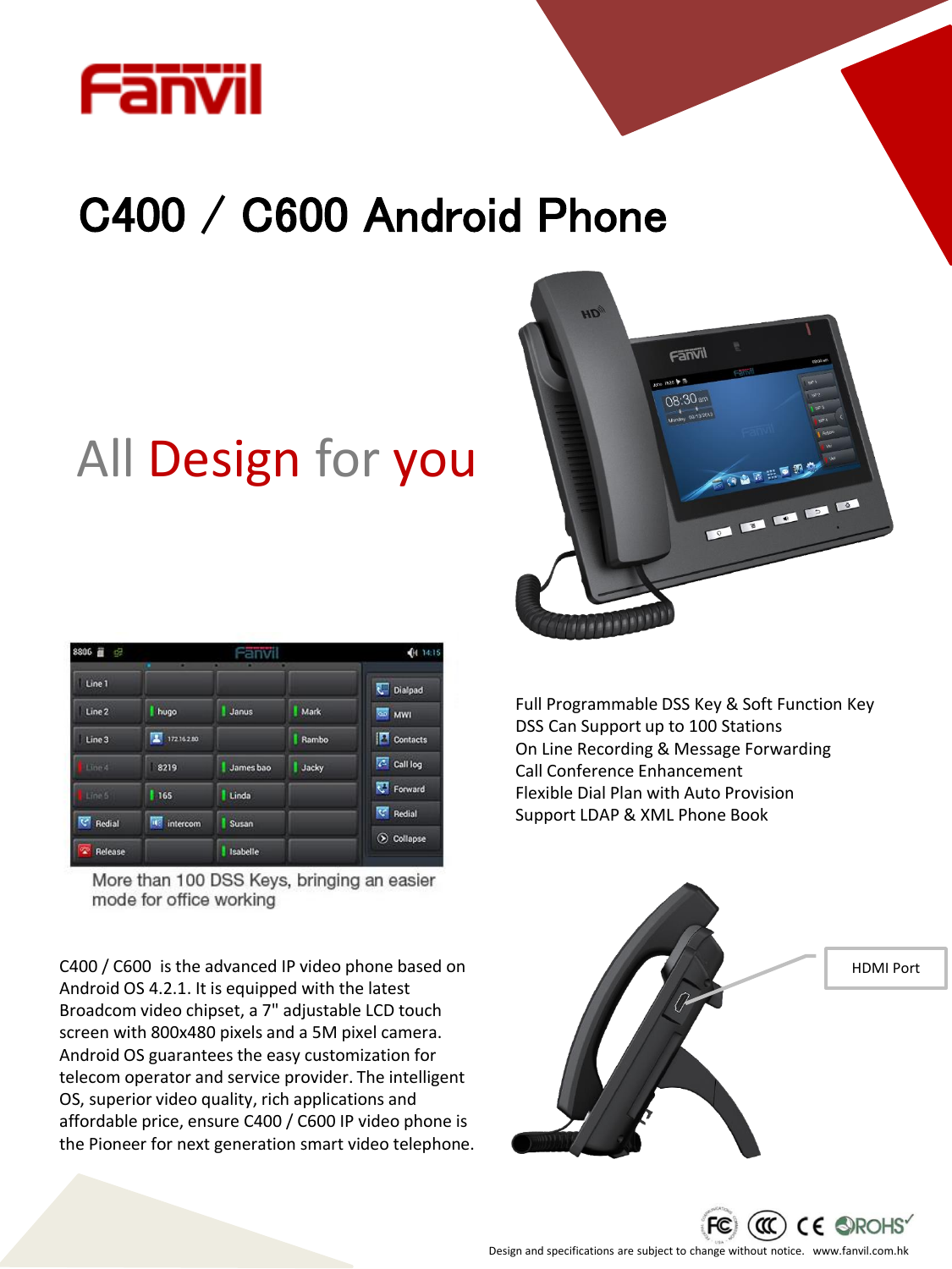# C400 / C600 Android Phone

## All Design for you

More than 100 DSS Keys, bringing an easier mode for office working

Full Programmable DSS Key & Soft Function Key
DSS Can Support up to 100 Stations
On Line Recording & Message Forwarding
Call Conference Enhancement
Flexible Dial Plan with Auto Provision
Support LDAP & XML Phone Book

C400 / C600 is the advanced IP video phone based on Android OS 4.2.1. It is equipped with the latest Broadcom video chipset, a 7" adjustable LCD touch screen with 800x480 pixels and a 5M pixel camera. Android OS guarantees the easy customization for telecom operator and service provider. The intelligent OS, superior video quality, rich applications and affordable price, ensure C400 / C600 IP video phone is the Pioneer for next generation smart video telephone.

HDMI Port

Design and specifications are subject to change without notice. www.fanvil.com.hk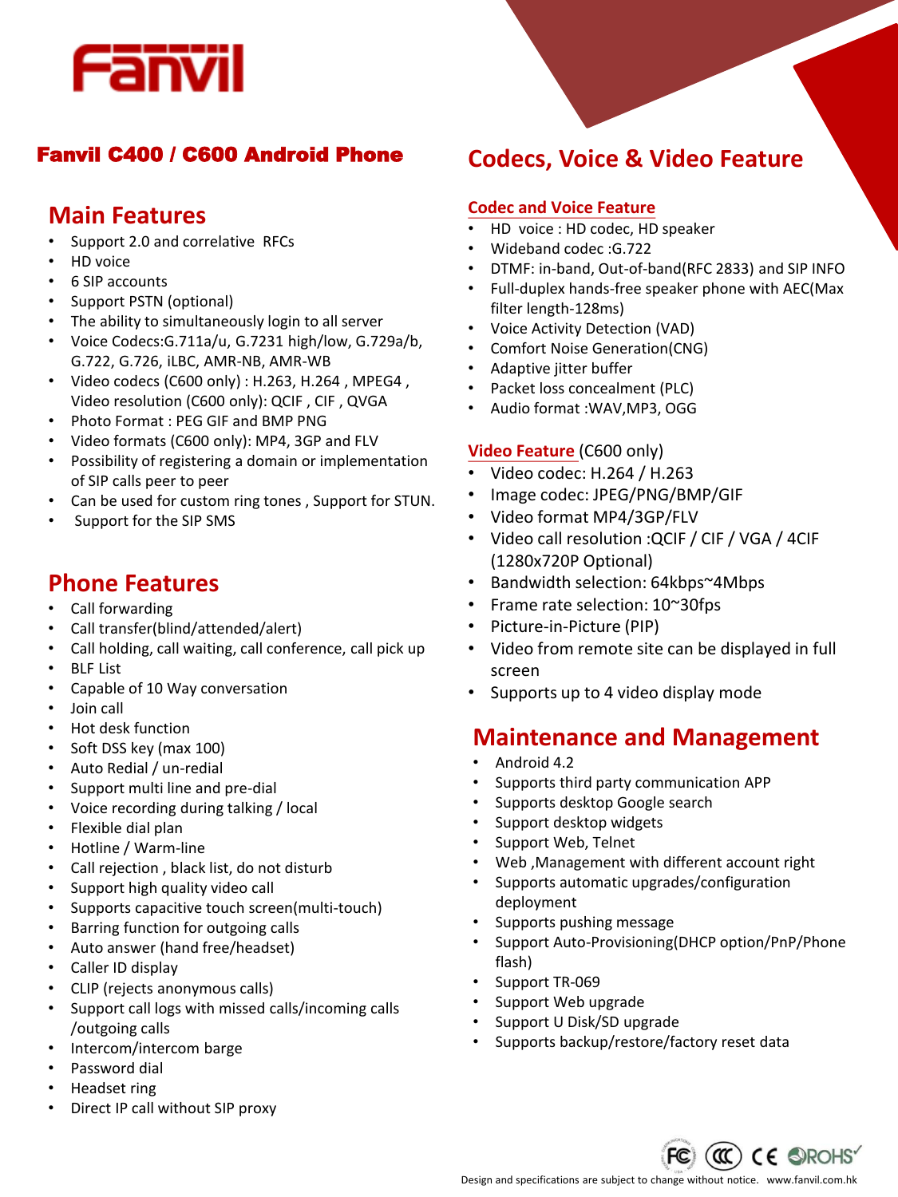Fanvil

## Fanvil C400 / C600 Android Phone

## Main Features

- Support 2.0 and correlative RFCs
- HD voice
- 6 SIP accounts
- Support PSTN (optional)
- The ability to simultaneously login to all server
- Voice Codecs:G.711a/u, G.7231 high/low, G.729a/b, G.722, G.726, iLBC, AMR-NB, AMR-WB
- Video codecs (C600 only) : H.263, H.264 , MPEG4 , Video resolution (C600 only): QCIF , CIF , QVGA
- Photo Format : PEG GIF and BMP PNG
- Video formats (C600 only): MP4, 3GP and FLV
- Possibility of registering a domain or implementation of SIP calls peer to peer
- Can be used for custom ring tones , Support for STUN.
- Support for the SIP SMS

## Phone Features

- Call forwarding
- Call transfer(blind/attended/alert)
- Call holding, call waiting, call conference, call pick up
- BLF List
- Capable of 10 Way conversation
- Join call
- Hot desk function
- Soft DSS key (max 100)
- Auto Redial / un-redial
- Support multi line and pre-dial
- Voice recording during talking / local
- Flexible dial plan
- Hotline / Warm-line
- Call rejection , black list, do not disturb
- Support high quality video call
- Supports capacitive touch screen(multi-touch)
- Barring function for outgoing calls
- Auto answer (hand free/headset)
- Caller ID display
- CLIP (rejects anonymous calls)
- Support call logs with missed calls/incoming calls /outgoing calls
- Intercom/intercom barge
- Password dial
- Headset ring
- Direct IP call without SIP proxy

## Codecs, Voice & Video Feature

### Codec and Voice Feature

- HD voice : HD codec, HD speaker
- Wideband codec :G.722
- DTMF: in-band, Out-of-band(RFC 2833) and SIP INFO
- Full-duplex hands-free speaker phone with AEC(Max filter length-128ms)
- Voice Activity Detection (VAD)
- Comfort Noise Generation(CNG)
- Adaptive jitter buffer
- Packet loss concealment (PLC)
- Audio format :WAV,MP3, OGG

### Video Feature (C600 only)

- Video codec: H.264 / H.263
- Image codec: JPEG/PNG/BMP/GIF
- Video format MP4/3GP/FLV
- Video call resolution :QCIF / CIF / VGA / 4CIF (1280x720P Optional)
- Bandwidth selection: 64kbps~4Mbps
- Frame rate selection: 10~30fps
- Picture-in-Picture (PIP)
- Video from remote site can be displayed in full screen
- Supports up to 4 video display mode

## Maintenance and Management

- Android 4.2
- Supports third party communication APP
- Supports desktop Google search
- Support desktop widgets
- Support Web, Telnet
- Web ,Management with different account right
- Supports automatic upgrades/configuration deployment
- Supports pushing message
- Support Auto-Provisioning(DHCP option/PnP/Phone flash)
- Support TR-069
- Support Web upgrade
- Support U Disk/SD upgrade
- Supports backup/restore/factory reset data

Design and specifications are subject to change without notice. www.fanvil.com.hk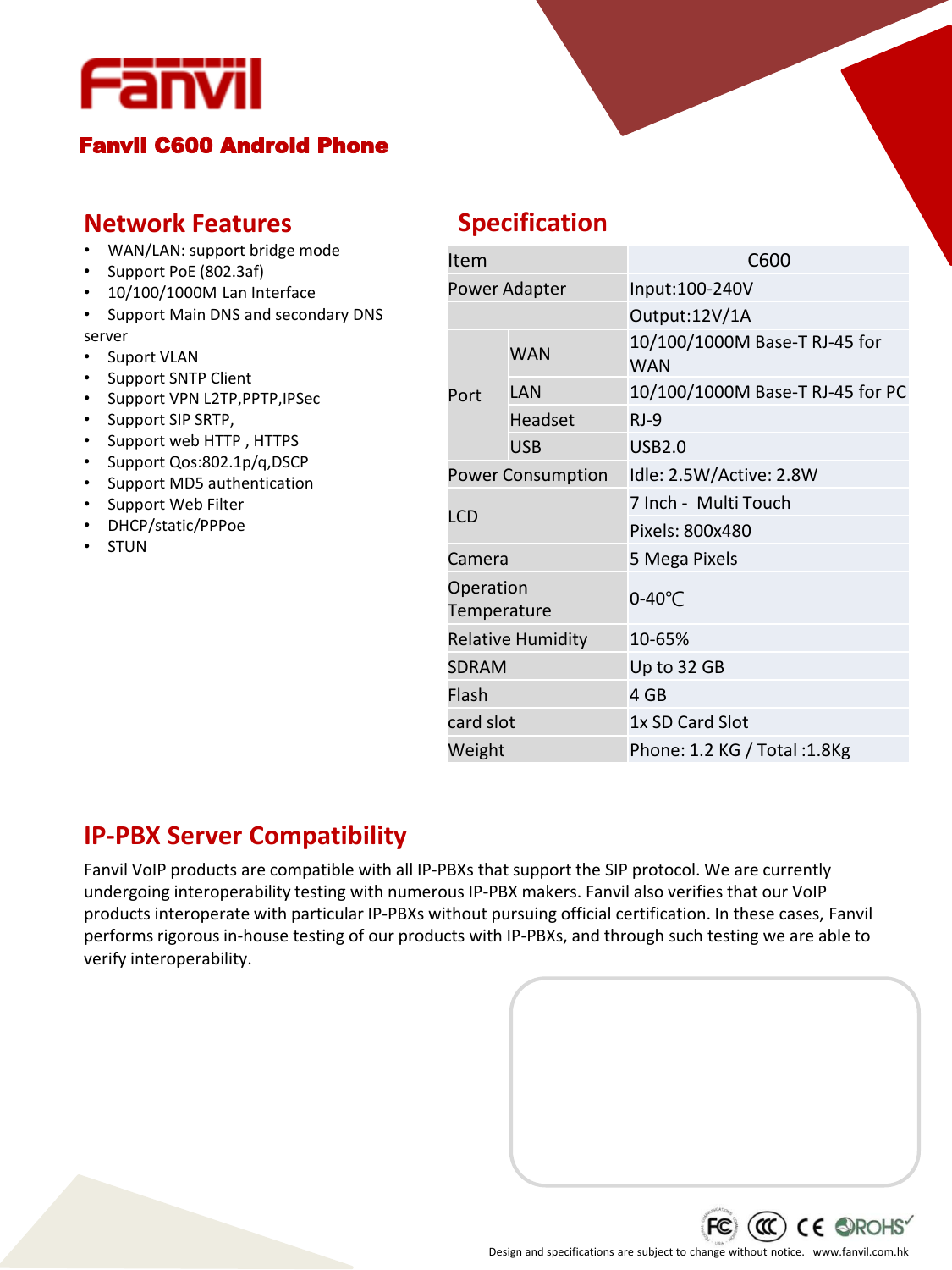# Fanvil C600 Android Phone

## Network Features

- WAN/LAN: support bridge mode
- Support PoE (802.3af)
- 10/100/1000M Lan Interface
- Support Main DNS and secondary DNS server
- Suport VLAN
- Support SNTP Client
- Support VPN L2TP,PPTP,IPSec
- Support SIP SRTP,
- Support web HTTP , HTTPS
- Support Qos:802.1p/q,DSCP
- Support MD5 authentication
- Support Web Filter
- DHCP/static/PPPoe
- STUN

## Specification

| Item | | C600 |
|---|---|---|
| Power Adapter | | Input:100-240V |
| | | Output:12V/1A |
| Port | WAN | 10/100/1000M Base-T RJ-45 for WAN |
| | LAN | 10/100/1000M Base-T RJ-45 for PC |
| | Headset | RJ-9 |
| | USB | USB2.0 |
| Power Consumption | | Idle: 2.5W/Active: 2.8W |
| LCD | | 7 Inch - Multi Touch |
| | | Pixels: 800x480 |
| Camera | | 5 Mega Pixels |
| Operation Temperature | | 0-40℃ |
| Relative Humidity | | 10-65% |
| SDRAM | | Up to 32 GB |
| Flash | | 4 GB |
| card slot | | 1x SD Card Slot |
| Weight | | Phone: 1.2 KG / Total :1.8Kg |

## IP-PBX Server Compatibility

Fanvil VoIP products are compatible with all IP-PBXs that support the SIP protocol. We are currently undergoing interoperability testing with numerous IP-PBX makers. Fanvil also verifies that our VoIP products interoperate with particular IP-PBXs without pursuing official certification. In these cases, Fanvil performs rigorous in-house testing of our products with IP-PBXs, and through such testing we are able to verify interoperability.

Design and specifications are subject to change without notice. www.fanvil.com.hk